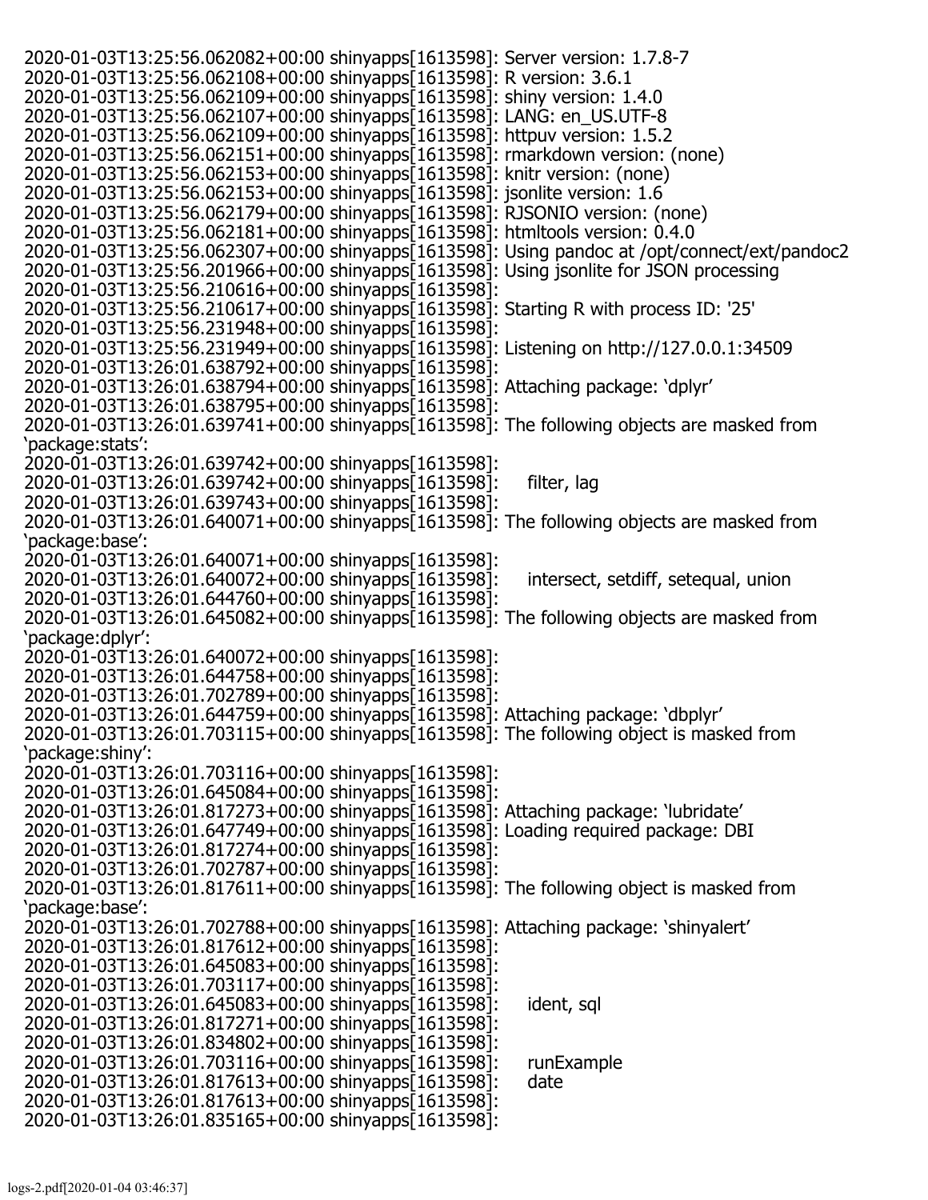```
2020-01-03T13:25:56.062082+00:00 shinyapps[1613598]: Server version: 1.7.8-7
2020-01-03T13:25:56.062108+00:00 shinyapps[1613598]: R version: 3.6.1
2020-01-03T13:25:56.062109+00:00 shinyapps[1613598]: shiny version: 1.4.0
2020-01-03T13:25:56.062107+00:00 shinyapps[1613598]: LANG: en_US.UTF-8
2020-01-03T13:25:56.062109+00:00 shinyapps[1613598]: httpuv version: 1.5.2
2020-01-03T13:25:56.062151+00:00 shinyapps[1613598]: rmarkdown version: (none)
2020-01-03T13:25:56.062153+00:00 shinyapps[1613598]: knitr version: (none)
2020-01-03T13:25:56.062153+00:00 shinyapps[1613598]: jsonlite version: 1.6
2020-01-03T13:25:56.062179+00:00 shinyapps[1613598]: RJSONIO version: (none)
2020-01-03T13:25:56.062181+00:00 shinyapps[1613598]: htmltools version: 0.4.0
2020-01-03T13:25:56.062307+00:00 shinyapps[1613598]: Using pandoc at /opt/connect/ext/pandoc2
2020-01-03T13:25:56.201966+00:00 shinyapps[1613598]: Using jsonlite for JSON processing
2020-01-03T13:25:56.210616+00:00 shinyapps[1613598]:
2020-01-03T13:25:56.210617+00:00 shinyapps[1613598]: Starting R with process ID: '25'
2020-01-03T13:25:56.231948+00:00 shinyapps[1613598]:
2020-01-03T13:25:56.231949+00:00 shinyapps[1613598]: Listening on http://127.0.0.1:34509
2020-01-03T13:26:01.638792+00:00 shinyapps[1613598]:
2020-01-03T13:26:01.638794+00:00 shinyapps[1613598]: Attaching package: 'dplyr'
2020-01-03T13:26:01.638795+00:00 shinyapps[1613598]:
2020-01-03T13:26:01.639741+00:00 shinyapps[1613598]: The following objects are masked from 'package:stats':
2020-01-03T13:26:01.639742+00:00 shinyapps[1613598]:
2020-01-03T13:26:01.639742+00:00 shinyapps[1613598]:     filter, lag
2020-01-03T13:26:01.639743+00:00 shinyapps[1613598]:
2020-01-03T13:26:01.640071+00:00 shinyapps[1613598]: The following objects are masked from 'package:base':
2020-01-03T13:26:01.640071+00:00 shinyapps[1613598]:
2020-01-03T13:26:01.640072+00:00 shinyapps[1613598]:     intersect, setdiff, setequal, union
2020-01-03T13:26:01.644760+00:00 shinyapps[1613598]:
2020-01-03T13:26:01.645082+00:00 shinyapps[1613598]: The following objects are masked from 'package:dplyr':
2020-01-03T13:26:01.640072+00:00 shinyapps[1613598]:
2020-01-03T13:26:01.644758+00:00 shinyapps[1613598]:
2020-01-03T13:26:01.702789+00:00 shinyapps[1613598]:
2020-01-03T13:26:01.644759+00:00 shinyapps[1613598]: Attaching package: 'dbplyr'
2020-01-03T13:26:01.703115+00:00 shinyapps[1613598]: The following object is masked from 'package:shiny':
2020-01-03T13:26:01.703116+00:00 shinyapps[1613598]:
2020-01-03T13:26:01.645084+00:00 shinyapps[1613598]:
2020-01-03T13:26:01.817273+00:00 shinyapps[1613598]: Attaching package: 'lubridate'
2020-01-03T13:26:01.647749+00:00 shinyapps[1613598]: Loading required package: DBI
2020-01-03T13:26:01.817274+00:00 shinyapps[1613598]:
2020-01-03T13:26:01.702787+00:00 shinyapps[1613598]:
2020-01-03T13:26:01.817611+00:00 shinyapps[1613598]: The following object is masked from 'package:base':
2020-01-03T13:26:01.702788+00:00 shinyapps[1613598]: Attaching package: 'shinyalert'
2020-01-03T13:26:01.817612+00:00 shinyapps[1613598]:
2020-01-03T13:26:01.645083+00:00 shinyapps[1613598]:
2020-01-03T13:26:01.703117+00:00 shinyapps[1613598]:
2020-01-03T13:26:01.645083+00:00 shinyapps[1613598]:     ident, sql
2020-01-03T13:26:01.817271+00:00 shinyapps[1613598]:
2020-01-03T13:26:01.834802+00:00 shinyapps[1613598]:
2020-01-03T13:26:01.703116+00:00 shinyapps[1613598]:     runExample
2020-01-03T13:26:01.817613+00:00 shinyapps[1613598]:     date
2020-01-03T13:26:01.817613+00:00 shinyapps[1613598]:
2020-01-03T13:26:01.835165+00:00 shinyapps[1613598]:
```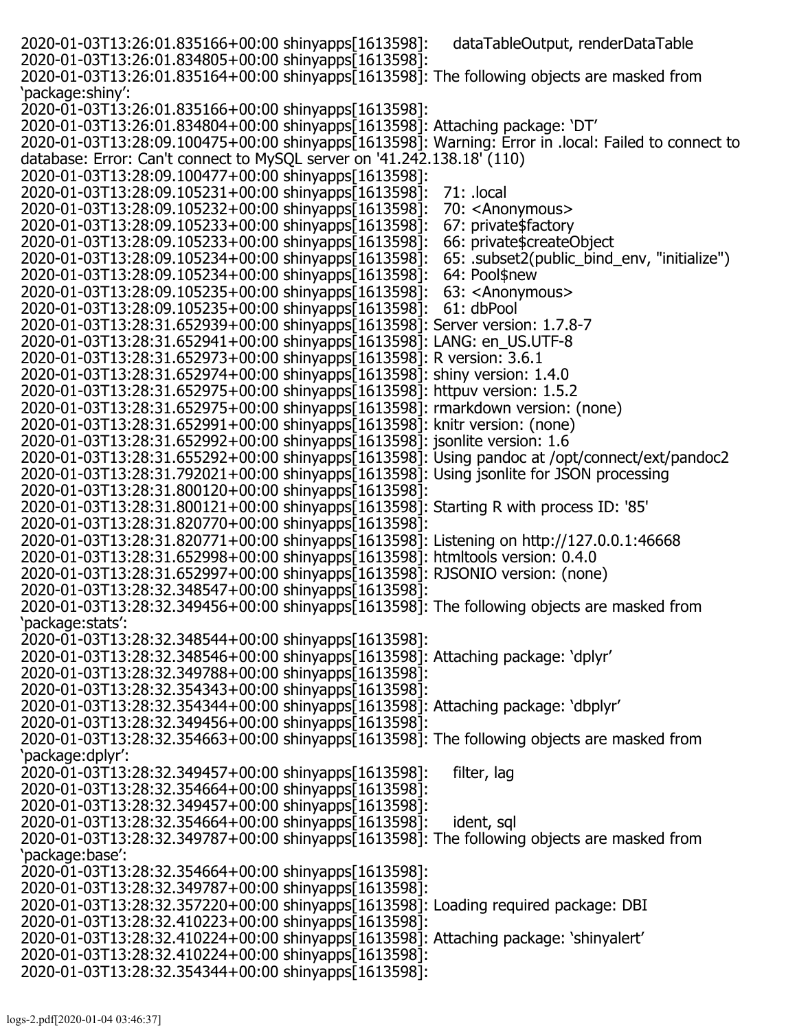```
2020-01-03T13:26:01.835166+00:00 shinyapps[1613598]:     dataTableOutput, renderDataTable
2020-01-03T13:26:01.834805+00:00 shinyapps[1613598]: 
2020-01-03T13:26:01.835164+00:00 shinyapps[1613598]: The following objects are masked from 'package:shiny':
2020-01-03T13:26:01.835166+00:00 shinyapps[1613598]: 
2020-01-03T13:26:01.834804+00:00 shinyapps[1613598]: Attaching package: 'DT'
2020-01-03T13:28:09.100475+00:00 shinyapps[1613598]: Warning: Error in .local: Failed to connect to database: Error: Can't connect to MySQL server on '41.242.138.18' (110)
2020-01-03T13:28:09.100477+00:00 shinyapps[1613598]: 
2020-01-03T13:28:09.105231+00:00 shinyapps[1613598]:   71: .local
2020-01-03T13:28:09.105232+00:00 shinyapps[1613598]:   70: <Anonymous>
2020-01-03T13:28:09.105233+00:00 shinyapps[1613598]:   67: private$factory
2020-01-03T13:28:09.105233+00:00 shinyapps[1613598]:   66: private$createObject
2020-01-03T13:28:09.105234+00:00 shinyapps[1613598]:   65: .subset2(public_bind_env, "initialize")
2020-01-03T13:28:09.105234+00:00 shinyapps[1613598]:   64: Pool$new
2020-01-03T13:28:09.105235+00:00 shinyapps[1613598]:   63: <Anonymous>
2020-01-03T13:28:09.105235+00:00 shinyapps[1613598]:   61: dbPool
2020-01-03T13:28:31.652939+00:00 shinyapps[1613598]: Server version: 1.7.8-7
2020-01-03T13:28:31.652941+00:00 shinyapps[1613598]: LANG: en_US.UTF-8
2020-01-03T13:28:31.652973+00:00 shinyapps[1613598]: R version: 3.6.1
2020-01-03T13:28:31.652974+00:00 shinyapps[1613598]: shiny version: 1.4.0
2020-01-03T13:28:31.652975+00:00 shinyapps[1613598]: httpuv version: 1.5.2
2020-01-03T13:28:31.652975+00:00 shinyapps[1613598]: rmarkdown version: (none)
2020-01-03T13:28:31.652991+00:00 shinyapps[1613598]: knitr version: (none)
2020-01-03T13:28:31.652992+00:00 shinyapps[1613598]: jsonlite version: 1.6
2020-01-03T13:28:31.655292+00:00 shinyapps[1613598]: Using pandoc at /opt/connect/ext/pandoc2
2020-01-03T13:28:31.792021+00:00 shinyapps[1613598]: Using jsonlite for JSON processing
2020-01-03T13:28:31.800120+00:00 shinyapps[1613598]: 
2020-01-03T13:28:31.800121+00:00 shinyapps[1613598]: Starting R with process ID: '85'
2020-01-03T13:28:31.820770+00:00 shinyapps[1613598]: 
2020-01-03T13:28:31.820771+00:00 shinyapps[1613598]: Listening on http://127.0.0.1:46668
2020-01-03T13:28:31.652998+00:00 shinyapps[1613598]: htmltools version: 0.4.0
2020-01-03T13:28:31.652997+00:00 shinyapps[1613598]: RJSONIO version: (none)
2020-01-03T13:28:32.348547+00:00 shinyapps[1613598]: 
2020-01-03T13:28:32.349456+00:00 shinyapps[1613598]: The following objects are masked from 'package:stats':
2020-01-03T13:28:32.348544+00:00 shinyapps[1613598]: 
2020-01-03T13:28:32.348546+00:00 shinyapps[1613598]: Attaching package: 'dplyr'
2020-01-03T13:28:32.349788+00:00 shinyapps[1613598]: 
2020-01-03T13:28:32.354343+00:00 shinyapps[1613598]: 
2020-01-03T13:28:32.354344+00:00 shinyapps[1613598]: Attaching package: 'dbplyr'
2020-01-03T13:28:32.349456+00:00 shinyapps[1613598]: 
2020-01-03T13:28:32.354663+00:00 shinyapps[1613598]: The following objects are masked from 'package:dplyr':
2020-01-03T13:28:32.349457+00:00 shinyapps[1613598]:     filter, lag
2020-01-03T13:28:32.354664+00:00 shinyapps[1613598]: 
2020-01-03T13:28:32.349457+00:00 shinyapps[1613598]: 
2020-01-03T13:28:32.354664+00:00 shinyapps[1613598]:     ident, sql
2020-01-03T13:28:32.349787+00:00 shinyapps[1613598]: The following objects are masked from 'package:base':
2020-01-03T13:28:32.354664+00:00 shinyapps[1613598]: 
2020-01-03T13:28:32.349787+00:00 shinyapps[1613598]: 
2020-01-03T13:28:32.357220+00:00 shinyapps[1613598]: Loading required package: DBI
2020-01-03T13:28:32.410223+00:00 shinyapps[1613598]: 
2020-01-03T13:28:32.410224+00:00 shinyapps[1613598]: Attaching package: 'shinyalert'
2020-01-03T13:28:32.410224+00:00 shinyapps[1613598]: 
2020-01-03T13:28:32.354344+00:00 shinyapps[1613598]: 
```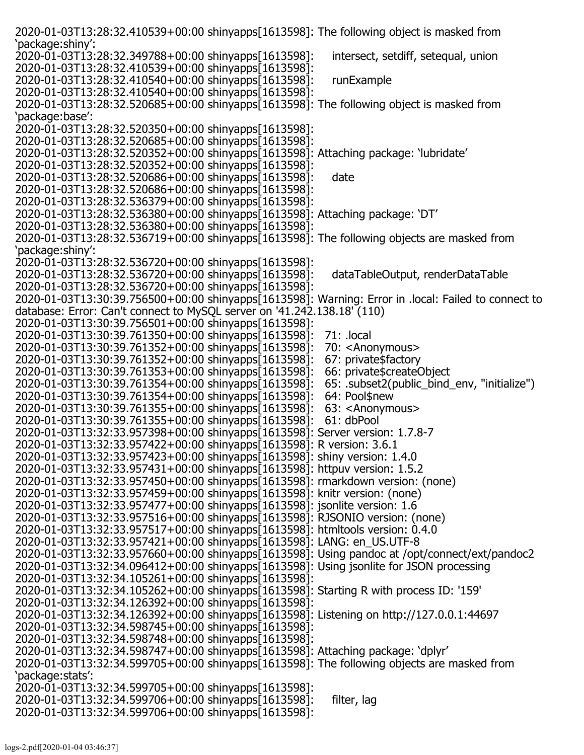```
2020-01-03T13:28:32.410539+00:00 shinyapps[1613598]: The following object is masked from 'package:shiny':
2020-01-03T13:28:32.349788+00:00 shinyapps[1613598]:     intersect, setdiff, setequal, union
2020-01-03T13:28:32.410539+00:00 shinyapps[1613598]: 
2020-01-03T13:28:32.410540+00:00 shinyapps[1613598]:     runExample
2020-01-03T13:28:32.410540+00:00 shinyapps[1613598]: 
2020-01-03T13:28:32.520685+00:00 shinyapps[1613598]: The following object is masked from 'package:base':
2020-01-03T13:28:32.520350+00:00 shinyapps[1613598]: 
2020-01-03T13:28:32.520685+00:00 shinyapps[1613598]: 
2020-01-03T13:28:32.520352+00:00 shinyapps[1613598]: Attaching package: 'lubridate'
2020-01-03T13:28:32.520352+00:00 shinyapps[1613598]: 
2020-01-03T13:28:32.520686+00:00 shinyapps[1613598]:     date
2020-01-03T13:28:32.520686+00:00 shinyapps[1613598]: 
2020-01-03T13:28:32.536379+00:00 shinyapps[1613598]: 
2020-01-03T13:28:32.536380+00:00 shinyapps[1613598]: Attaching package: 'DT'
2020-01-03T13:28:32.536380+00:00 shinyapps[1613598]: 
2020-01-03T13:28:32.536719+00:00 shinyapps[1613598]: The following objects are masked from 'package:shiny':
2020-01-03T13:28:32.536720+00:00 shinyapps[1613598]: 
2020-01-03T13:28:32.536720+00:00 shinyapps[1613598]:     dataTableOutput, renderDataTable
2020-01-03T13:28:32.536720+00:00 shinyapps[1613598]: 
2020-01-03T13:30:39.756500+00:00 shinyapps[1613598]: Warning: Error in .local: Failed to connect to database: Error: Can't connect to MySQL server on '41.242.138.18' (110)
2020-01-03T13:30:39.756501+00:00 shinyapps[1613598]: 
2020-01-03T13:30:39.761350+00:00 shinyapps[1613598]:   71: .local
2020-01-03T13:30:39.761352+00:00 shinyapps[1613598]:   70: <Anonymous>
2020-01-03T13:30:39.761352+00:00 shinyapps[1613598]:   67: private$factory
2020-01-03T13:30:39.761353+00:00 shinyapps[1613598]:   66: private$createObject
2020-01-03T13:30:39.761354+00:00 shinyapps[1613598]:   65: .subset2(public_bind_env, "initialize")
2020-01-03T13:30:39.761354+00:00 shinyapps[1613598]:   64: Pool$new
2020-01-03T13:30:39.761355+00:00 shinyapps[1613598]:   63: <Anonymous>
2020-01-03T13:30:39.761355+00:00 shinyapps[1613598]:   61: dbPool
2020-01-03T13:32:33.957398+00:00 shinyapps[1613598]: Server version: 1.7.8-7
2020-01-03T13:32:33.957422+00:00 shinyapps[1613598]: R version: 3.6.1
2020-01-03T13:32:33.957423+00:00 shinyapps[1613598]: shiny version: 1.4.0
2020-01-03T13:32:33.957431+00:00 shinyapps[1613598]: httpuv version: 1.5.2
2020-01-03T13:32:33.957450+00:00 shinyapps[1613598]: rmarkdown version: (none)
2020-01-03T13:32:33.957459+00:00 shinyapps[1613598]: knitr version: (none)
2020-01-03T13:32:33.957477+00:00 shinyapps[1613598]: jsonlite version: 1.6
2020-01-03T13:32:33.957516+00:00 shinyapps[1613598]: RJSONIO version: (none)
2020-01-03T13:32:33.957517+00:00 shinyapps[1613598]: htmltools version: 0.4.0
2020-01-03T13:32:33.957421+00:00 shinyapps[1613598]: LANG: en_US.UTF-8
2020-01-03T13:32:33.957660+00:00 shinyapps[1613598]: Using pandoc at /opt/connect/ext/pandoc2
2020-01-03T13:32:34.096412+00:00 shinyapps[1613598]: Using jsonlite for JSON processing
2020-01-03T13:32:34.105261+00:00 shinyapps[1613598]: 
2020-01-03T13:32:34.105262+00:00 shinyapps[1613598]: Starting R with process ID: '159'
2020-01-03T13:32:34.126392+00:00 shinyapps[1613598]: 
2020-01-03T13:32:34.126392+00:00 shinyapps[1613598]: Listening on http://127.0.0.1:44697
2020-01-03T13:32:34.598745+00:00 shinyapps[1613598]: 
2020-01-03T13:32:34.598748+00:00 shinyapps[1613598]: 
2020-01-03T13:32:34.598747+00:00 shinyapps[1613598]: Attaching package: 'dplyr'
2020-01-03T13:32:34.599705+00:00 shinyapps[1613598]: The following objects are masked from 'package:stats':
2020-01-03T13:32:34.599705+00:00 shinyapps[1613598]: 
2020-01-03T13:32:34.599706+00:00 shinyapps[1613598]:     filter, lag
2020-01-03T13:32:34.599706+00:00 shinyapps[1613598]: 
```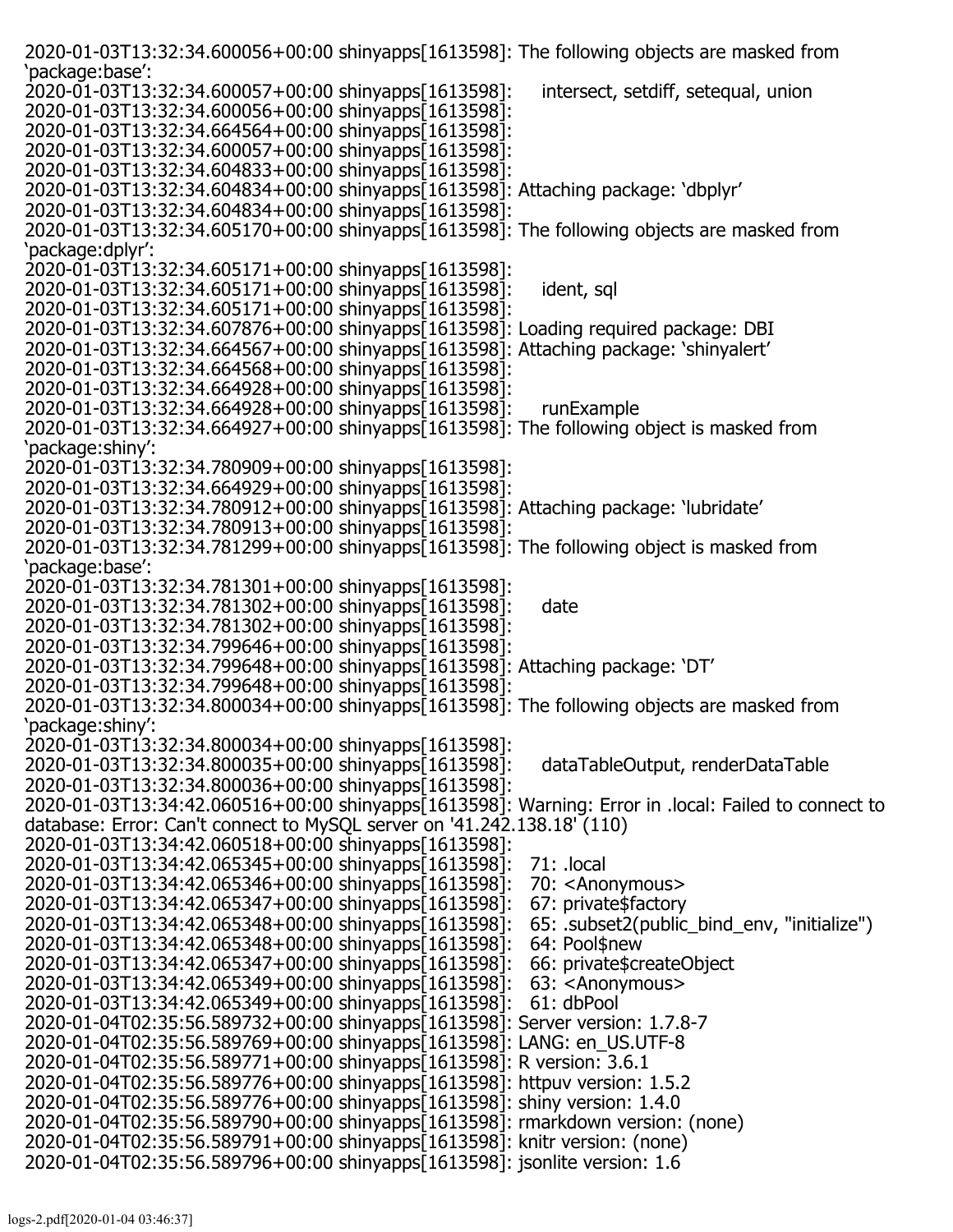```
2020-01-03T13:32:34.600056+00:00 shinyapps[1613598]: The following objects are masked from 'package:base':
2020-01-03T13:32:34.600057+00:00 shinyapps[1613598]:     intersect, setdiff, setequal, union
2020-01-03T13:32:34.600056+00:00 shinyapps[1613598]:
2020-01-03T13:32:34.664564+00:00 shinyapps[1613598]:
2020-01-03T13:32:34.600057+00:00 shinyapps[1613598]:
2020-01-03T13:32:34.604833+00:00 shinyapps[1613598]:
2020-01-03T13:32:34.604834+00:00 shinyapps[1613598]: Attaching package: 'dbplyr'
2020-01-03T13:32:34.604834+00:00 shinyapps[1613598]:
2020-01-03T13:32:34.605170+00:00 shinyapps[1613598]: The following objects are masked from 'package:dplyr':
2020-01-03T13:32:34.605171+00:00 shinyapps[1613598]:
2020-01-03T13:32:34.605171+00:00 shinyapps[1613598]:     ident, sql
2020-01-03T13:32:34.605171+00:00 shinyapps[1613598]:
2020-01-03T13:32:34.607876+00:00 shinyapps[1613598]: Loading required package: DBI
2020-01-03T13:32:34.664567+00:00 shinyapps[1613598]: Attaching package: 'shinyalert'
2020-01-03T13:32:34.664568+00:00 shinyapps[1613598]:
2020-01-03T13:32:34.664928+00:00 shinyapps[1613598]:
2020-01-03T13:32:34.664928+00:00 shinyapps[1613598]:     runExample
2020-01-03T13:32:34.664927+00:00 shinyapps[1613598]: The following object is masked from 'package:shiny':
2020-01-03T13:32:34.780909+00:00 shinyapps[1613598]:
2020-01-03T13:32:34.664929+00:00 shinyapps[1613598]:
2020-01-03T13:32:34.780912+00:00 shinyapps[1613598]: Attaching package: 'lubridate'
2020-01-03T13:32:34.780913+00:00 shinyapps[1613598]:
2020-01-03T13:32:34.781299+00:00 shinyapps[1613598]: The following object is masked from 'package:base':
2020-01-03T13:32:34.781301+00:00 shinyapps[1613598]:
2020-01-03T13:32:34.781302+00:00 shinyapps[1613598]:     date
2020-01-03T13:32:34.781302+00:00 shinyapps[1613598]:
2020-01-03T13:32:34.799646+00:00 shinyapps[1613598]:
2020-01-03T13:32:34.799648+00:00 shinyapps[1613598]: Attaching package: 'DT'
2020-01-03T13:32:34.799648+00:00 shinyapps[1613598]:
2020-01-03T13:32:34.800034+00:00 shinyapps[1613598]: The following objects are masked from 'package:shiny':
2020-01-03T13:32:34.800034+00:00 shinyapps[1613598]:
2020-01-03T13:32:34.800035+00:00 shinyapps[1613598]:     dataTableOutput, renderDataTable
2020-01-03T13:32:34.800036+00:00 shinyapps[1613598]:
2020-01-03T13:34:42.060516+00:00 shinyapps[1613598]: Warning: Error in .local: Failed to connect to database: Error: Can't connect to MySQL server on '41.242.138.18' (110)
2020-01-03T13:34:42.060518+00:00 shinyapps[1613598]:
2020-01-03T13:34:42.065345+00:00 shinyapps[1613598]:   71: .local
2020-01-03T13:34:42.065346+00:00 shinyapps[1613598]:   70: <Anonymous>
2020-01-03T13:34:42.065347+00:00 shinyapps[1613598]:   67: private$factory
2020-01-03T13:34:42.065348+00:00 shinyapps[1613598]:   65: .subset2(public_bind_env, "initialize")
2020-01-03T13:34:42.065348+00:00 shinyapps[1613598]:   64: Pool$new
2020-01-03T13:34:42.065347+00:00 shinyapps[1613598]:   66: private$createObject
2020-01-03T13:34:42.065349+00:00 shinyapps[1613598]:   63: <Anonymous>
2020-01-03T13:34:42.065349+00:00 shinyapps[1613598]:   61: dbPool
2020-01-04T02:35:56.589732+00:00 shinyapps[1613598]: Server version: 1.7.8-7
2020-01-04T02:35:56.589769+00:00 shinyapps[1613598]: LANG: en_US.UTF-8
2020-01-04T02:35:56.589771+00:00 shinyapps[1613598]: R version: 3.6.1
2020-01-04T02:35:56.589776+00:00 shinyapps[1613598]: httpuv version: 1.5.2
2020-01-04T02:35:56.589776+00:00 shinyapps[1613598]: shiny version: 1.4.0
2020-01-04T02:35:56.589790+00:00 shinyapps[1613598]: rmarkdown version: (none)
2020-01-04T02:35:56.589791+00:00 shinyapps[1613598]: knitr version: (none)
2020-01-04T02:35:56.589796+00:00 shinyapps[1613598]: jsonlite version: 1.6
```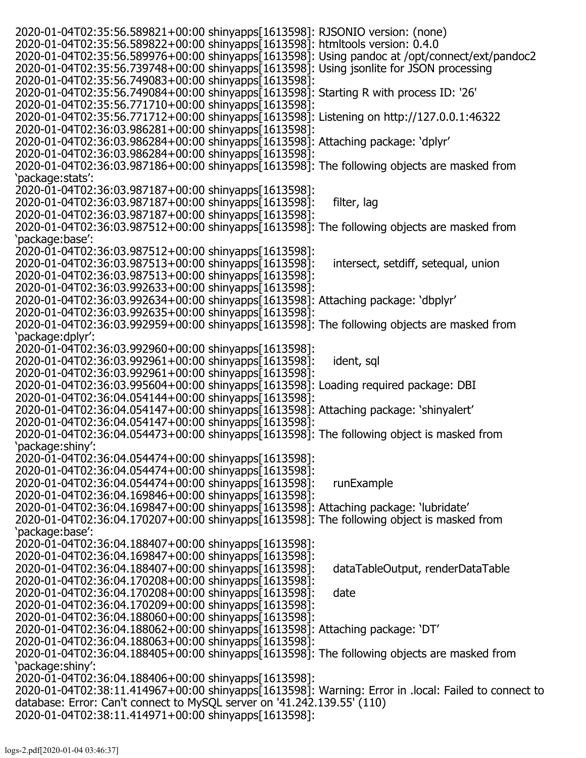```
2020-01-04T02:35:56.589821+00:00 shinyapps[1613598]: RJSONIO version: (none)
2020-01-04T02:35:56.589822+00:00 shinyapps[1613598]: htmltools version: 0.4.0
2020-01-04T02:35:56.589976+00:00 shinyapps[1613598]: Using pandoc at /opt/connect/ext/pandoc2
2020-01-04T02:35:56.739748+00:00 shinyapps[1613598]: Using jsonlite for JSON processing
2020-01-04T02:35:56.749083+00:00 shinyapps[1613598]:
2020-01-04T02:35:56.749084+00:00 shinyapps[1613598]: Starting R with process ID: '26'
2020-01-04T02:35:56.771710+00:00 shinyapps[1613598]:
2020-01-04T02:35:56.771712+00:00 shinyapps[1613598]: Listening on http://127.0.0.1:46322
2020-01-04T02:36:03.986281+00:00 shinyapps[1613598]:
2020-01-04T02:36:03.986284+00:00 shinyapps[1613598]: Attaching package: 'dplyr'
2020-01-04T02:36:03.986284+00:00 shinyapps[1613598]:
2020-01-04T02:36:03.987186+00:00 shinyapps[1613598]: The following objects are masked from
'package:stats':
2020-01-04T02:36:03.987187+00:00 shinyapps[1613598]:
2020-01-04T02:36:03.987187+00:00 shinyapps[1613598]:     filter, lag
2020-01-04T02:36:03.987187+00:00 shinyapps[1613598]:
2020-01-04T02:36:03.987512+00:00 shinyapps[1613598]: The following objects are masked from
'package:base':
2020-01-04T02:36:03.987512+00:00 shinyapps[1613598]:
2020-01-04T02:36:03.987513+00:00 shinyapps[1613598]:     intersect, setdiff, setequal, union
2020-01-04T02:36:03.987513+00:00 shinyapps[1613598]:
2020-01-04T02:36:03.992633+00:00 shinyapps[1613598]:
2020-01-04T02:36:03.992634+00:00 shinyapps[1613598]: Attaching package: 'dbplyr'
2020-01-04T02:36:03.992635+00:00 shinyapps[1613598]:
2020-01-04T02:36:03.992959+00:00 shinyapps[1613598]: The following objects are masked from
'package:dplyr':
2020-01-04T02:36:03.992960+00:00 shinyapps[1613598]:
2020-01-04T02:36:03.992961+00:00 shinyapps[1613598]:     ident, sql
2020-01-04T02:36:03.992961+00:00 shinyapps[1613598]:
2020-01-04T02:36:03.995604+00:00 shinyapps[1613598]: Loading required package: DBI
2020-01-04T02:36:04.054144+00:00 shinyapps[1613598]:
2020-01-04T02:36:04.054147+00:00 shinyapps[1613598]: Attaching package: 'shinyalert'
2020-01-04T02:36:04.054147+00:00 shinyapps[1613598]:
2020-01-04T02:36:04.054473+00:00 shinyapps[1613598]: The following object is masked from
'package:shiny':
2020-01-04T02:36:04.054474+00:00 shinyapps[1613598]:
2020-01-04T02:36:04.054474+00:00 shinyapps[1613598]:
2020-01-04T02:36:04.054474+00:00 shinyapps[1613598]:     runExample
2020-01-04T02:36:04.169846+00:00 shinyapps[1613598]:
2020-01-04T02:36:04.169847+00:00 shinyapps[1613598]: Attaching package: 'lubridate'
2020-01-04T02:36:04.170207+00:00 shinyapps[1613598]: The following object is masked from
'package:base':
2020-01-04T02:36:04.188407+00:00 shinyapps[1613598]:
2020-01-04T02:36:04.169847+00:00 shinyapps[1613598]:
2020-01-04T02:36:04.188407+00:00 shinyapps[1613598]:     dataTableOutput, renderDataTable
2020-01-04T02:36:04.170208+00:00 shinyapps[1613598]:
2020-01-04T02:36:04.170208+00:00 shinyapps[1613598]:     date
2020-01-04T02:36:04.170209+00:00 shinyapps[1613598]:
2020-01-04T02:36:04.188060+00:00 shinyapps[1613598]:
2020-01-04T02:36:04.188062+00:00 shinyapps[1613598]: Attaching package: 'DT'
2020-01-04T02:36:04.188063+00:00 shinyapps[1613598]:
2020-01-04T02:36:04.188405+00:00 shinyapps[1613598]: The following objects are masked from
'package:shiny':
2020-01-04T02:36:04.188406+00:00 shinyapps[1613598]:
2020-01-04T02:38:11.414967+00:00 shinyapps[1613598]: Warning: Error in .local: Failed to connect to
database: Error: Can't connect to MySQL server on '41.242.139.55' (110)
2020-01-04T02:38:11.414971+00:00 shinyapps[1613598]:
```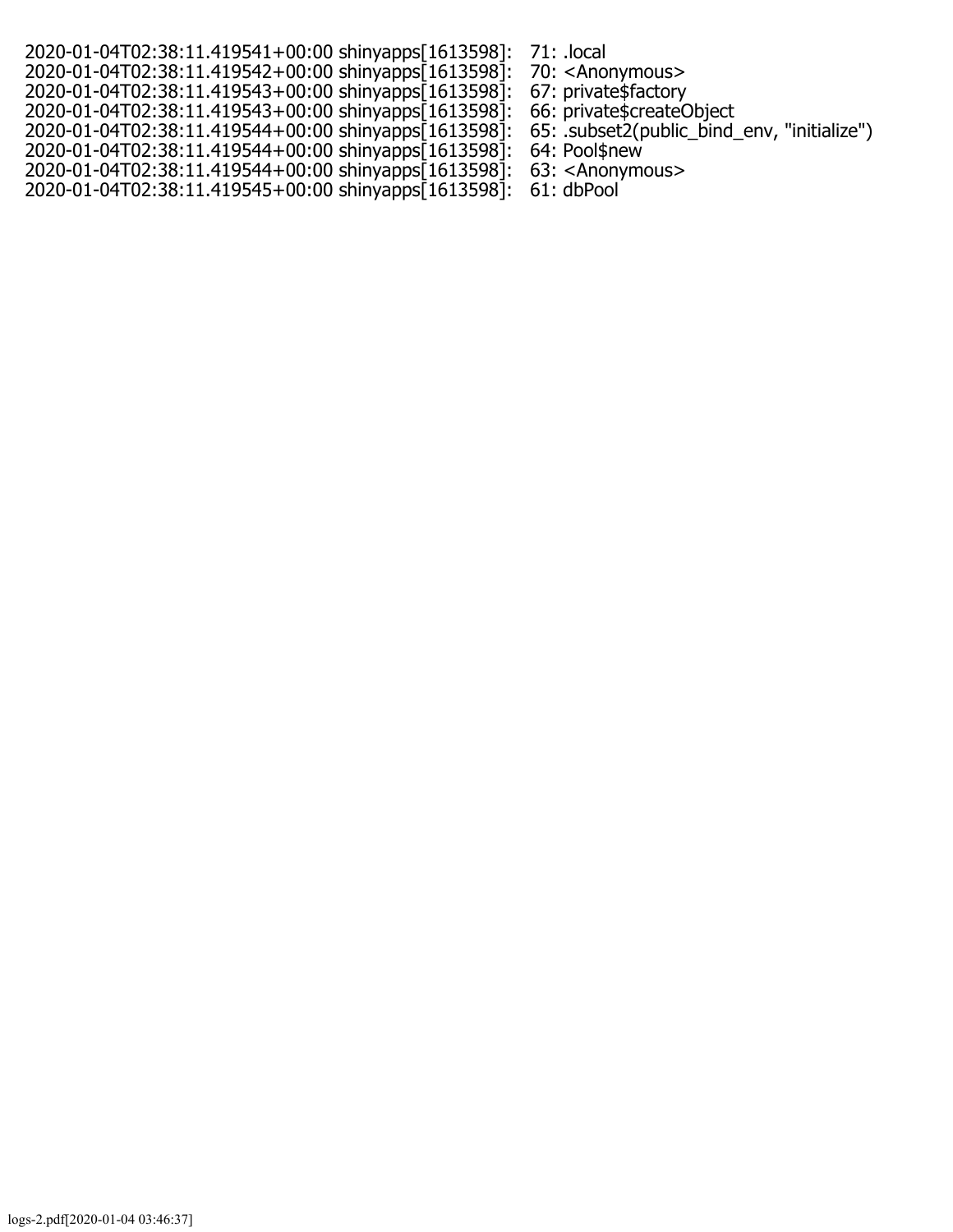```
2020-01-04T02:38:11.419541+00:00 shinyapps[1613598]:   71: .local
2020-01-04T02:38:11.419542+00:00 shinyapps[1613598]:   70: <Anonymous>
2020-01-04T02:38:11.419543+00:00 shinyapps[1613598]:   67: private$factory
2020-01-04T02:38:11.419543+00:00 shinyapps[1613598]:   66: private$createObject
2020-01-04T02:38:11.419544+00:00 shinyapps[1613598]:   65: .subset2(public_bind_env, "initialize")
2020-01-04T02:38:11.419544+00:00 shinyapps[1613598]:   64: Pool$new
2020-01-04T02:38:11.419544+00:00 shinyapps[1613598]:   63: <Anonymous>
2020-01-04T02:38:11.419545+00:00 shinyapps[1613598]:   61: dbPool
```